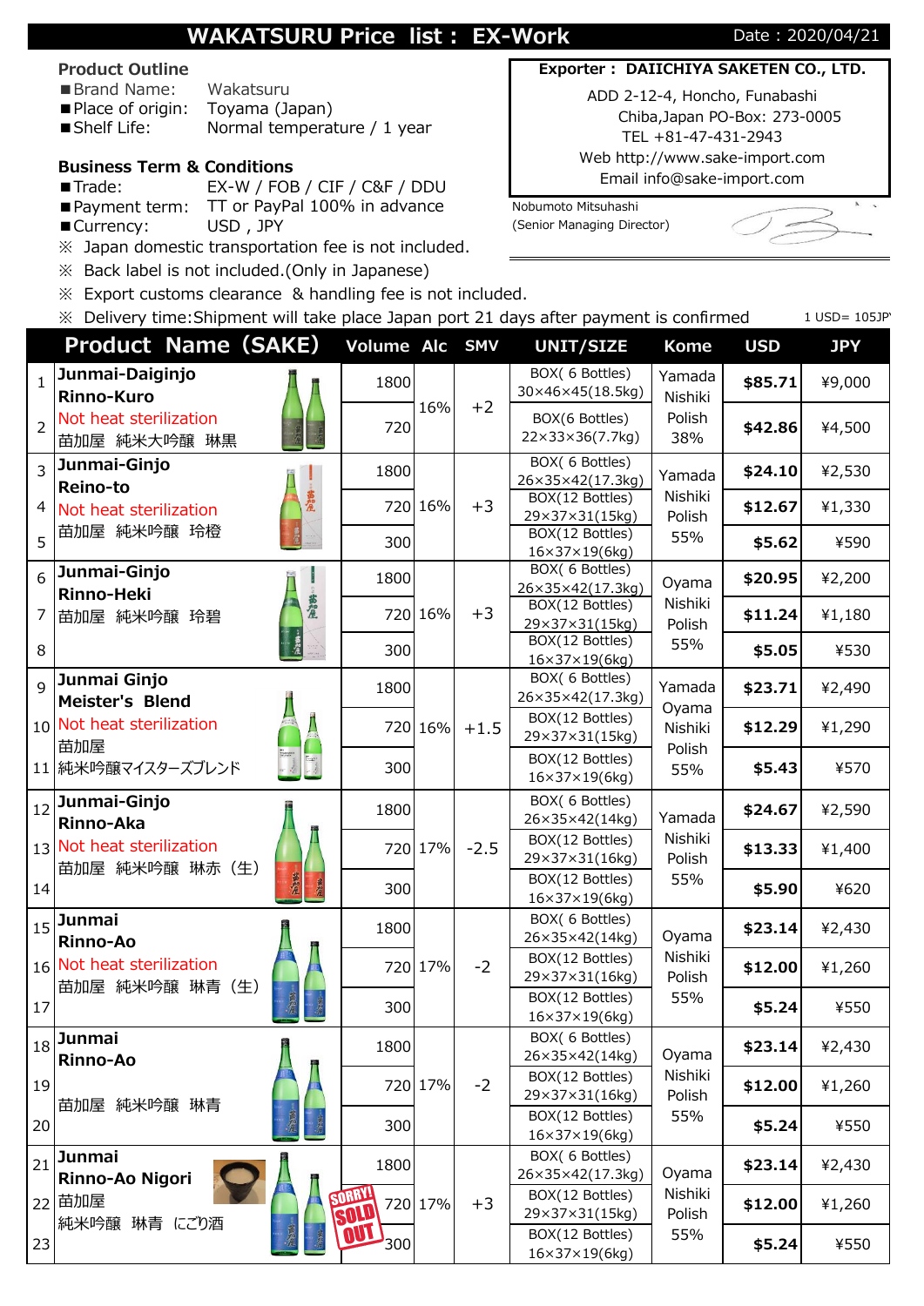# WAKATSURU Price list : EX-Work

Date : 2020/04/21

**Product Outline**

- ■Brand Name: Wakatsuru
- ■Place of origin: Toyama (Japan)
- ■Shelf Life: Normal temperature / 1 year

**Business Term & Conditions**

- ■Trade: EX-W / FOB / CIF / C&F / DDU
- ■Payment term: TT or PayPal 100% in advance
- ■Currency: USD , JPY

※ Japan domestic transportation fee is not included.

※ Back label is not included.(Only in Japanese)

※ Export customs clearance & handling fee is not included.

※ Delivery time:Shipment will take place Japan port 21 days after payment is confirmed

**Exporter : DAIICHIYA SAKETEN CO., LTD.**

ADD 2-12-4, Honcho, Funabashi
Chiba,Japan PO-Box: 273-0005
TEL +81-47-431-2943
Web http://www.sake-import.com
Email info@sake-import.com

Nobumoto Mitsuhashi
(Senior Managing Director)

1 USD= 105JPY

| | Product Name (SAKE) | Volume | Alc | SMV | UNIT/SIZE | Kome | USD | JPY |
|---|---|---|---|---|---|---|---|---|
| 1 | Junmai-Daiginjo Rinno-Kuro Not heat sterilization 苗加屋 純米大吟醸 琳黒 | 1800 | 16% | +2 | BOX( 6 Bottles) 30×46×45(18.5kg) | Yamada Nishiki Polish 38% | $85.71 | ¥9,000 |
| 2 | | 720 | | | BOX(6 Bottles) 22×33×36(7.7kg) | | $42.86 | ¥4,500 |
| 3 | Junmai-Ginjo Reino-to Not heat sterilization 苗加屋 純米吟醸 玲橙 | 1800 | 16% | +3 | BOX( 6 Bottles) 26×35×42(17.3kg) | Yamada Nishiki Polish 55% | $24.10 | ¥2,530 |
| 4 | | 720 | | | BOX(12 Bottles) 29×37×31(15kg) | | $12.67 | ¥1,330 |
| 5 | | 300 | | | BOX(12 Bottles) 16×37×19(6kg) | | $5.62 | ¥590 |
| 6 | Junmai-Ginjo Rinno-Heki 苗加屋 純米吟醸 玲碧 | 1800 | 16% | +3 | BOX( 6 Bottles) 26×35×42(17.3kg) | Oyama Nishiki Polish 55% | $20.95 | ¥2,200 |
| 7 | | 720 | | | BOX(12 Bottles) 29×37×31(15kg) | | $11.24 | ¥1,180 |
| 8 | | 300 | | | BOX(12 Bottles) 16×37×19(6kg) | | $5.05 | ¥530 |
| 9 | Junmai Ginjo Meister's Blend Not heat sterilization 苗加屋 純米吟醸マイスターズブレンド | 1800 | 16% | +1.5 | BOX( 6 Bottles) 26×35×42(17.3kg) | Yamada Oyama Nishiki Polish 55% | $23.71 | ¥2,490 |
| 10 | | 720 | | | BOX(12 Bottles) 29×37×31(15kg) | | $12.29 | ¥1,290 |
| 11 | | 300 | | | BOX(12 Bottles) 16×37×19(6kg) | | $5.43 | ¥570 |
| 12 | Junmai-Ginjo Rinno-Aka Not heat sterilization 苗加屋 純米吟醸 琳赤（生） | 1800 | 17% | -2.5 | BOX( 6 Bottles) 26×35×42(14kg) | Yamada Nishiki Polish 55% | $24.67 | ¥2,590 |
| 13 | | 720 | | | BOX(12 Bottles) 29×37×31(16kg) | | $13.33 | ¥1,400 |
| 14 | | 300 | | | BOX(12 Bottles) 16×37×19(6kg) | | $5.90 | ¥620 |
| 15 | Junmai Rinno-Ao Not heat sterilization 苗加屋 純米吟醸 琳青（生） | 1800 | 17% | -2 | BOX( 6 Bottles) 26×35×42(14kg) | Oyama Nishiki Polish 55% | $23.14 | ¥2,430 |
| 16 | | 720 | | | BOX(12 Bottles) 29×37×31(16kg) | | $12.00 | ¥1,260 |
| 17 | | 300 | | | BOX(12 Bottles) 16×37×19(6kg) | | $5.24 | ¥550 |
| 18 | Junmai Rinno-Ao 苗加屋 純米吟醸 琳青 | 1800 | 17% | -2 | BOX( 6 Bottles) 26×35×42(14kg) | Oyama Nishiki Polish 55% | $23.14 | ¥2,430 |
| 19 | | 720 | | | BOX(12 Bottles) 29×37×31(16kg) | | $12.00 | ¥1,260 |
| 20 | | 300 | | | BOX(12 Bottles) 16×37×19(6kg) | | $5.24 | ¥550 |
| 21 | Junmai Rinno-Ao Nigori 苗加屋 純米吟醸 琳青 にごり酒 (SORRY! SOLD OUT) | 1800 | 17% | +3 | BOX( 6 Bottles) 26×35×42(17.3kg) | Oyama Nishiki Polish 55% | $23.14 | ¥2,430 |
| 22 | | 720 | | | BOX(12 Bottles) 29×37×31(15kg) | | $12.00 | ¥1,260 |
| 23 | | 300 | | | BOX(12 Bottles) 16×37×19(6kg) | | $5.24 | ¥550 |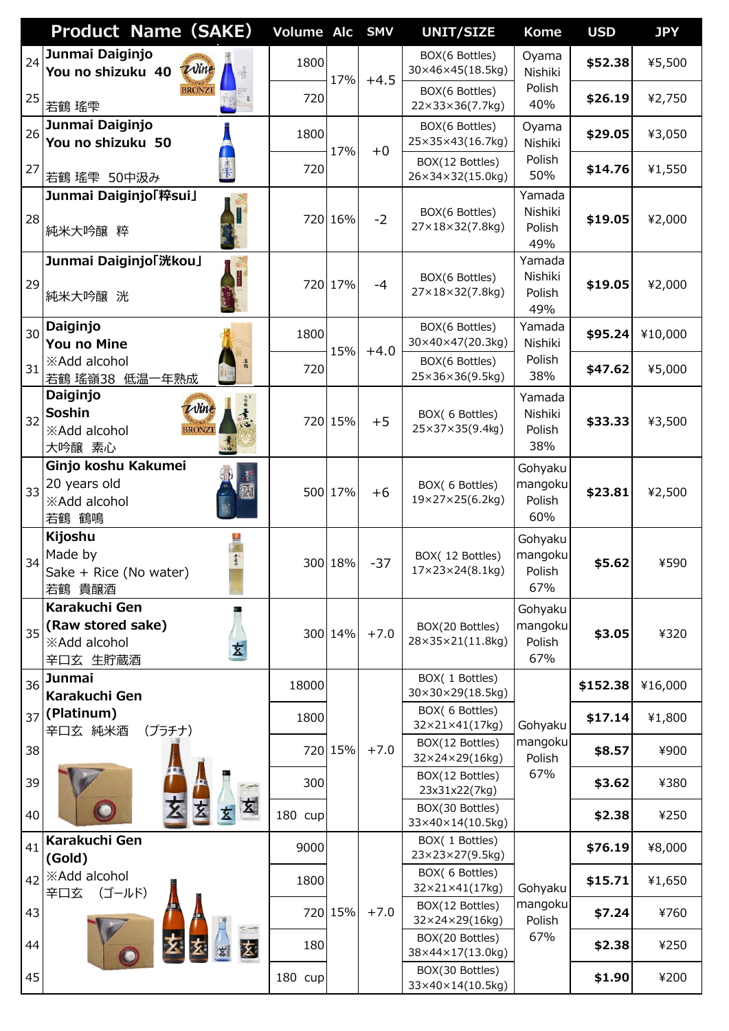| | Product Name (SAKE) | Volume | Alc | SMV | UNIT/SIZE | Kome | USD | JPY |
|---|---|---|---|---|---|---|---|---|
| 24 | **Junmai Daiginjo You no shizuku 40** 若鶴 瑤雫 | 1800 | 17% | +4.5 | BOX(6 Bottles) 30×46×45(18.5kg) | Oyama Nishiki Polish 40% | **$52.38** | ¥5,500 |
| 25 | | 720 | | | BOX(6 Bottles) 22×33×36(7.7kg) | | **$26.19** | ¥2,750 |
| 26 | **Junmai Daiginjo You no shizuku 50** 若鶴 瑤雫 50中汲み | 1800 | 17% | +0 | BOX(6 Bottles) 25×35×43(16.7kg) | Oyama Nishiki Polish 50% | **$29.05** | ¥3,050 |
| 27 | | 720 | | | BOX(12 Bottles) 26×34×32(15.0kg) | | **$14.76** | ¥1,550 |
| 28 | **Junmai Daiginjo「粋sui」** 純米大吟醸 粋 | 720 | 16% | -2 | BOX(6 Bottles) 27×18×32(7.8kg) | Yamada Nishiki Polish 49% | **$19.05** | ¥2,000 |
| 29 | **Junmai Daiginjo「洸kou」** 純米大吟醸 洸 | 720 | 17% | -4 | BOX(6 Bottles) 27×18×32(7.8kg) | Yamada Nishiki Polish 49% | **$19.05** | ¥2,000 |
| 30 | **Daiginjo You no Mine** ※Add alcohol 若鶴 瑤嶺38 低温一年熟成 | 1800 | 15% | +4.0 | BOX(6 Bottles) 30×40×47(20.3kg) | Yamada Nishiki Polish 38% | **$95.24** | ¥10,000 |
| 31 | | 720 | | | BOX(6 Bottles) 25×36×36(9.5kg) | | **$47.62** | ¥5,000 |
| 32 | **Daiginjo Soshin** ※Add alcohol 大吟醸 素心 | 720 | 15% | +5 | BOX( 6 Bottles) 25×37×35(9.4kg) | Yamada Nishiki Polish 38% | **$33.33** | ¥3,500 |
| 33 | **Ginjo koshu Kakumei** 20 years old ※Add alcohol 若鶴 鶴鳴 | 500 | 17% | +6 | BOX( 6 Bottles) 19×27×25(6.2kg) | Gohyaku mangoku Polish 60% | **$23.81** | ¥2,500 |
| 34 | **Kijoshu** Made by Sake + Rice (No water) 若鶴 貴醸酒 | 300 | 18% | -37 | BOX( 12 Bottles) 17×23×24(8.1kg) | Gohyaku mangoku Polish 67% | **$5.62** | ¥590 |
| 35 | **Karakuchi Gen (Raw stored sake)** ※Add alcohol 辛口玄 生貯蔵酒 | 300 | 14% | +7.0 | BOX(20 Bottles) 28×35×21(11.8kg) | Gohyaku mangoku Polish 67% | **$3.05** | ¥320 |
| 36 | **Junmai Karakuchi Gen (Platinum)** 辛口玄 純米酒 (プラチナ) | 18000 | 15% | +7.0 | BOX( 1 Bottles) 30×30×29(18.5kg) | Gohyaku mangoku Polish 67% | **$152.38** | ¥16,000 |
| 37 | | 1800 | | | BOX( 6 Bottles) 32×21×41(17kg) | | **$17.14** | ¥1,800 |
| 38 | | 720 | | | BOX(12 Bottles) 32×24×29(16kg) | | **$8.57** | ¥900 |
| 39 | | 300 | | | BOX(12 Bottles) 23x31x22(7kg) | | **$3.62** | ¥380 |
| 40 | | 180 cup | | | BOX(30 Bottles) 33×40×14(10.5kg) | | **$2.38** | ¥250 |
| 41 | **Karakuchi Gen (Gold)** ※Add alcohol 辛口玄 (ゴールド) | 9000 | 15% | +7.0 | BOX( 1 Bottles) 23×23×27(9.5kg) | Gohyaku mangoku Polish 67% | **$76.19** | ¥8,000 |
| 42 | | 1800 | | | BOX( 6 Bottles) 32×21×41(17kg) | | **$15.71** | ¥1,650 |
| 43 | | 720 | | | BOX(12 Bottles) 32×24×29(16kg) | | **$7.24** | ¥760 |
| 44 | | 180 | | | BOX(20 Bottles) 38×44×17(13.0kg) | | **$2.38** | ¥250 |
| 45 | | 180 cup | | | BOX(30 Bottles) 33×40×14(10.5kg) | | **$1.90** | ¥200 |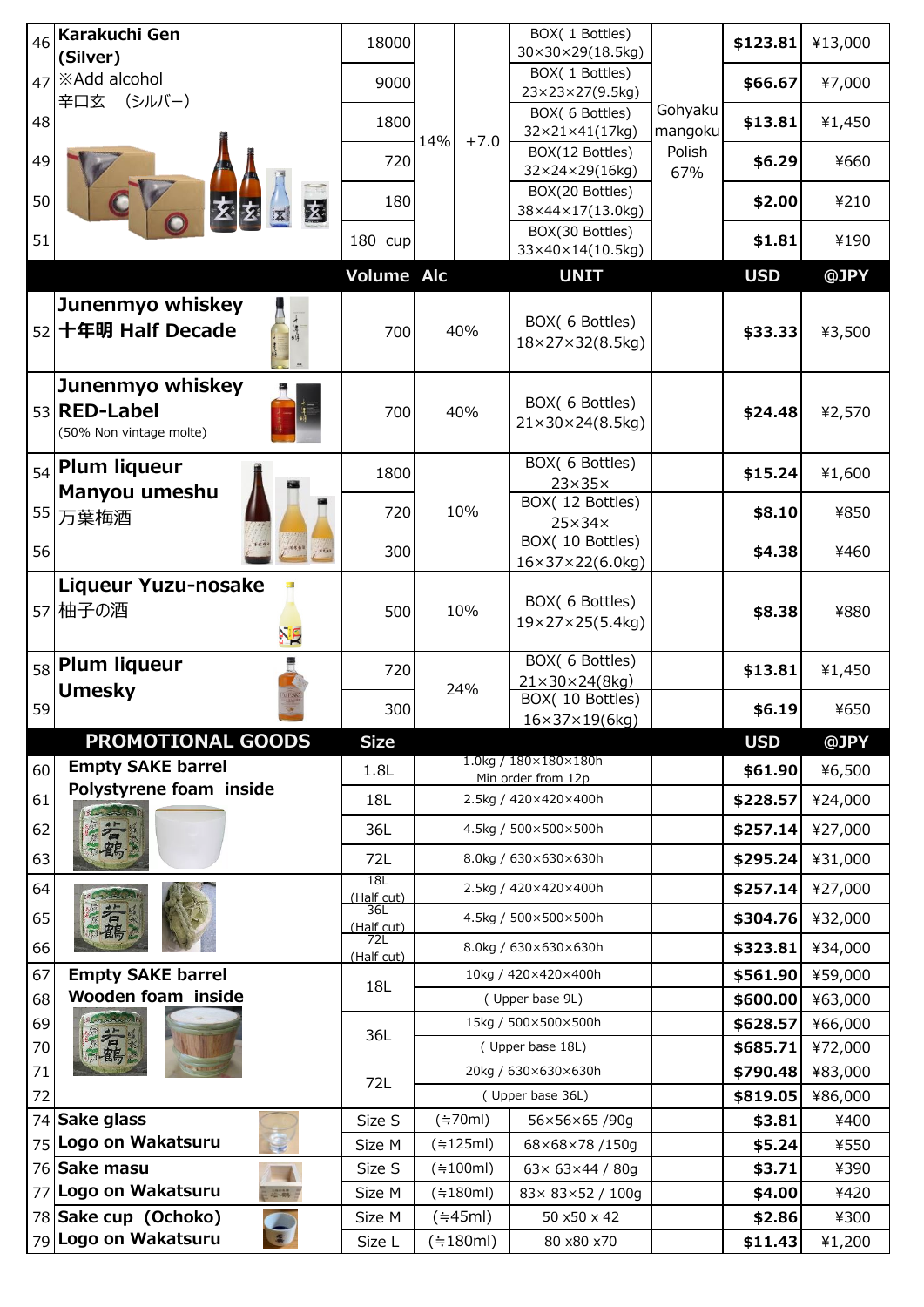| | | | | | | | | |
|---|---|---|---|---|---|---|---|---|
| 46 | Karakuchi Gen (Silver) ※Add alcohol 辛口玄 (シルバー) | 18000 | 14% | +7.0 | BOX( 1 Bottles) 30×30×29(18.5kg) | Gohyaku mangoku Polish 67% | $123.81 | ¥13,000 |
| 47 | | 9000 | | | BOX( 1 Bottles) 23×23×27(9.5kg) | | $66.67 | ¥7,000 |
| 48 | | 1800 | | | BOX( 6 Bottles) 32×21×41(17kg) | | $13.81 | ¥1,450 |
| 49 | | 720 | | | BOX(12 Bottles) 32×24×29(16kg) | | $6.29 | ¥660 |
| 50 | | 180 | | | BOX(20 Bottles) 38×44×17(13.0kg) | | $2.00 | ¥210 |
| 51 | | 180 cup | | | BOX(30 Bottles) 33×40×14(10.5kg) | | $1.81 | ¥190 |

| | | Volume | Alc | UNIT | USD | @JPY |
|---|---|---|---|---|---|---|
| 52 | **Junenmyo whiskey 十年明 Half Decade** | 700 | 40% | BOX( 6 Bottles) 18×27×32(8.5kg) | $33.33 | ¥3,500 |
| 53 | **Junenmyo whiskey RED-Label** (50% Non vintage molte) | 700 | 40% | BOX( 6 Bottles) 21×30×24(8.5kg) | $24.48 | ¥2,570 |
| 54 | **Plum liqueur Manyou umeshu** 万葉梅酒 | 1800 | 10% | BOX( 6 Bottles) 23×35× | $15.24 | ¥1,600 |
| 55 | | 720 | | BOX( 12 Bottles) 25×34× | $8.10 | ¥850 |
| 56 | | 300 | | BOX( 10 Bottles) 16×37×22(6.0kg) | $4.38 | ¥460 |
| 57 | **Liqueur Yuzu-nosake** 柚子の酒 | 500 | 10% | BOX( 6 Bottles) 19×27×25(5.4kg) | $8.38 | ¥880 |
| 58 | **Plum liqueur Umesky** | 720 | 24% | BOX( 6 Bottles) 21×30×24(8kg) | $13.81 | ¥1,450 |
| 59 | | 300 | | BOX( 10 Bottles) 16×37×19(6kg) | $6.19 | ¥650 |

| | PROMOTIONAL GOODS | Size | | | USD | @JPY |
|---|---|---|---|---|---|---|
| 60 | **Empty SAKE barrel Polystyrene foam inside** | 1.8L | 1.0kg / 180×180×180h Min order from 12p | | $61.90 | ¥6,500 |
| 61 | | 18L | 2.5kg / 420×420×400h | | $228.57 | ¥24,000 |
| 62 | | 36L | 4.5kg / 500×500×500h | | $257.14 | ¥27,000 |
| 63 | | 72L | 8.0kg / 630×630×630h | | $295.24 | ¥31,000 |
| 64 | | 18L (Half cut) | 2.5kg / 420×420×400h | | $257.14 | ¥27,000 |
| 65 | | 36L (Half cut) | 4.5kg / 500×500×500h | | $304.76 | ¥32,000 |
| 66 | | 72L (Half cut) | 8.0kg / 630×630×630h | | $323.81 | ¥34,000 |
| 67 | **Empty SAKE barrel Wooden foam inside** | 18L | 10kg / 420×420×400h | | $561.90 | ¥59,000 |
| 68 | | | ( Upper base 9L) | | $600.00 | ¥63,000 |
| 69 | | 36L | 15kg / 500×500×500h | | $628.57 | ¥66,000 |
| 70 | | | ( Upper base 18L) | | $685.71 | ¥72,000 |
| 71 | | 72L | 20kg / 630×630×630h | | $790.48 | ¥83,000 |
| 72 | | | ( Upper base 36L) | | $819.05 | ¥86,000 |
| 74 | **Sake glass Logo on Wakatsuru** | Size S | (≒70ml) | 56×56×65 /90g | $3.81 | ¥400 |
| 75 | | Size M | (≒125ml) | 68×68×78 /150g | $5.24 | ¥550 |
| 76 | **Sake masu Logo on Wakatsuru** | Size S | (≒100ml) | 63× 63×44 / 80g | $3.71 | ¥390 |
| 77 | | Size M | (≒180ml) | 83× 83×52 / 100g | $4.00 | ¥420 |
| 78 | **Sake cup (Ochoko) Logo on Wakatsuru** | Size M | (≒45ml) | 50 x50 x 42 | $2.86 | ¥300 |
| 79 | | Size L | (≒180ml) | 80 x80 x70 | $11.43 | ¥1,200 |